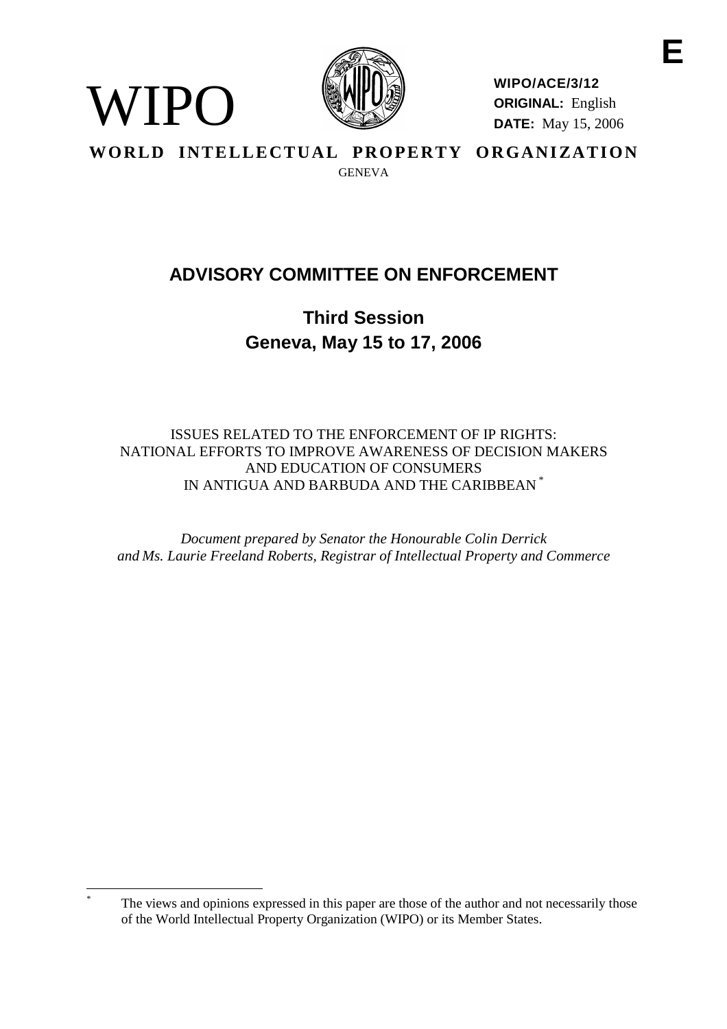E

WIPO

**WIPO/ACE/3/12**
**ORIGINAL:** English
**DATE:** May 15, 2006

**WORLD INTELLECTUAL PROPERTY ORGANIZATION**

GENEVA

# ADVISORY COMMITTEE ON ENFORCEMENT

## Third Session
## Geneva, May 15 to 17, 2006

ISSUES RELATED TO THE ENFORCEMENT OF IP RIGHTS:
NATIONAL EFFORTS TO IMPROVE AWARENESS OF DECISION MAKERS
AND EDUCATION OF CONSUMERS
IN ANTIGUA AND BARBUDA AND THE CARIBBEAN *

*Document prepared by Senator the Honourable Colin Derrick*
*and Ms. Laurie Freeland Roberts, Registrar of Intellectual Property and Commerce*

---

* The views and opinions expressed in this paper are those of the author and not necessarily those of the World Intellectual Property Organization (WIPO) or its Member States.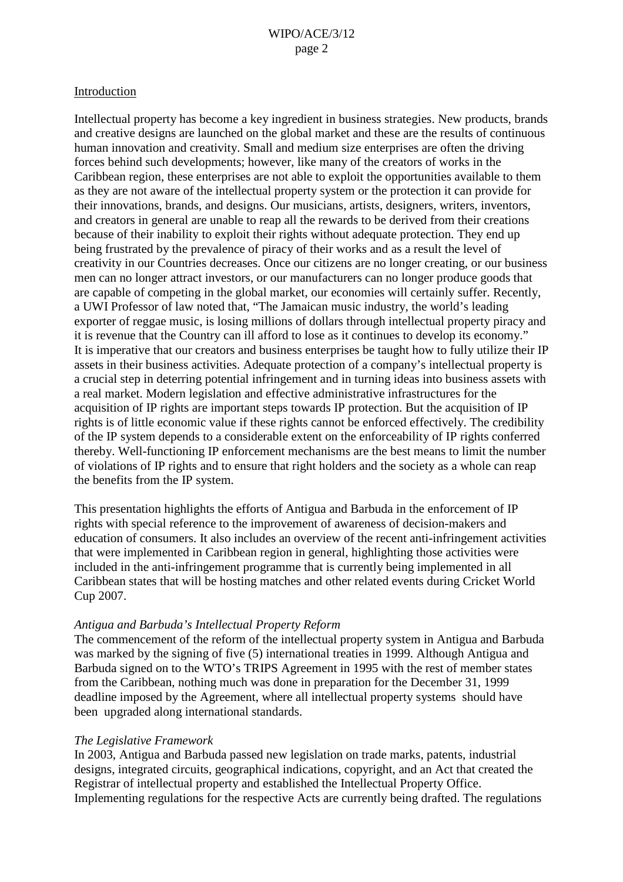Introduction

Intellectual property has become a key ingredient in business strategies. New products, brands and creative designs are launched on the global market and these are the results of continuous human innovation and creativity. Small and medium size enterprises are often the driving forces behind such developments; however, like many of the creators of works in the Caribbean region, these enterprises are not able to exploit the opportunities available to them as they are not aware of the intellectual property system or the protection it can provide for their innovations, brands, and designs. Our musicians, artists, designers, writers, inventors, and creators in general are unable to reap all the rewards to be derived from their creations because of their inability to exploit their rights without adequate protection. They end up being frustrated by the prevalence of piracy of their works and as a result the level of creativity in our Countries decreases. Once our citizens are no longer creating, or our business men can no longer attract investors, or our manufacturers can no longer produce goods that are capable of competing in the global market, our economies will certainly suffer. Recently, a UWI Professor of law noted that, "The Jamaican music industry, the world's leading exporter of reggae music, is losing millions of dollars through intellectual property piracy and it is revenue that the Country can ill afford to lose as it continues to develop its economy." It is imperative that our creators and business enterprises be taught how to fully utilize their IP assets in their business activities. Adequate protection of a company's intellectual property is a crucial step in deterring potential infringement and in turning ideas into business assets with a real market. Modern legislation and effective administrative infrastructures for the acquisition of IP rights are important steps towards IP protection. But the acquisition of IP rights is of little economic value if these rights cannot be enforced effectively. The credibility of the IP system depends to a considerable extent on the enforceability of IP rights conferred thereby. Well-functioning IP enforcement mechanisms are the best means to limit the number of violations of IP rights and to ensure that right holders and the society as a whole can reap the benefits from the IP system.

This presentation highlights the efforts of Antigua and Barbuda in the enforcement of IP rights with special reference to the improvement of awareness of decision-makers and education of consumers. It also includes an overview of the recent anti-infringement activities that were implemented in Caribbean region in general, highlighting those activities were included in the anti-infringement programme that is currently being implemented in all Caribbean states that will be hosting matches and other related events during Cricket World Cup 2007.

*Antigua and Barbuda's Intellectual Property Reform*

The commencement of the reform of the intellectual property system in Antigua and Barbuda was marked by the signing of five (5) international treaties in 1999. Although Antigua and Barbuda signed on to the WTO's TRIPS Agreement in 1995 with the rest of member states from the Caribbean, nothing much was done in preparation for the December 31, 1999 deadline imposed by the Agreement, where all intellectual property systems should have been upgraded along international standards.

*The Legislative Framework*

In 2003, Antigua and Barbuda passed new legislation on trade marks, patents, industrial designs, integrated circuits, geographical indications, copyright, and an Act that created the Registrar of intellectual property and established the Intellectual Property Office. Implementing regulations for the respective Acts are currently being drafted. The regulations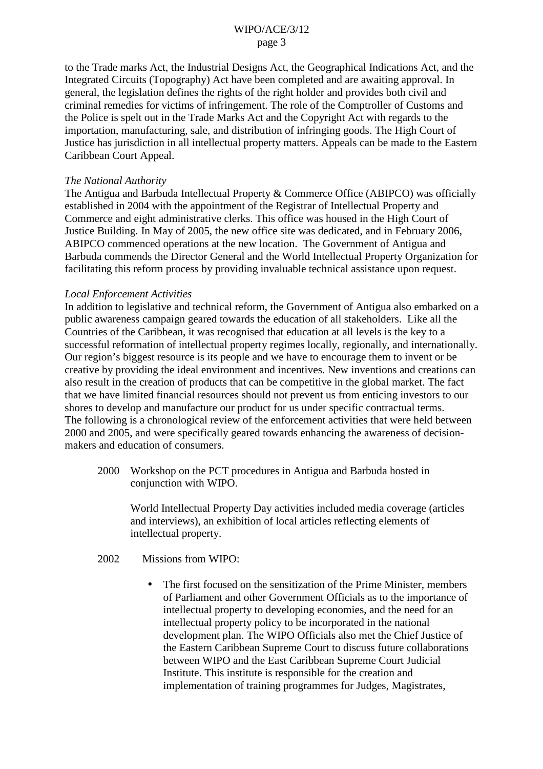to the Trade marks Act, the Industrial Designs Act, the Geographical Indications Act, and the Integrated Circuits (Topography) Act have been completed and are awaiting approval. In general, the legislation defines the rights of the right holder and provides both civil and criminal remedies for victims of infringement. The role of the Comptroller of Customs and the Police is spelt out in the Trade Marks Act and the Copyright Act with regards to the importation, manufacturing, sale, and distribution of infringing goods. The High Court of Justice has jurisdiction in all intellectual property matters. Appeals can be made to the Eastern Caribbean Court Appeal.

*The National Authority*

The Antigua and Barbuda Intellectual Property & Commerce Office (ABIPCO) was officially established in 2004 with the appointment of the Registrar of Intellectual Property and Commerce and eight administrative clerks. This office was housed in the High Court of Justice Building. In May of 2005, the new office site was dedicated, and in February 2006, ABIPCO commenced operations at the new location. The Government of Antigua and Barbuda commends the Director General and the World Intellectual Property Organization for facilitating this reform process by providing invaluable technical assistance upon request.

*Local Enforcement Activities*

In addition to legislative and technical reform, the Government of Antigua also embarked on a public awareness campaign geared towards the education of all stakeholders. Like all the Countries of the Caribbean, it was recognised that education at all levels is the key to a successful reformation of intellectual property regimes locally, regionally, and internationally. Our region's biggest resource is its people and we have to encourage them to invent or be creative by providing the ideal environment and incentives. New inventions and creations can also result in the creation of products that can be competitive in the global market. The fact that we have limited financial resources should not prevent us from enticing investors to our shores to develop and manufacture our product for us under specific contractual terms.
The following is a chronological review of the enforcement activities that were held between 2000 and 2005, and were specifically geared towards enhancing the awareness of decision-makers and education of consumers.

2000 Workshop on the PCT procedures in Antigua and Barbuda hosted in conjunction with WIPO.

World Intellectual Property Day activities included media coverage (articles and interviews), an exhibition of local articles reflecting elements of intellectual property.

2002 Missions from WIPO:

- The first focused on the sensitization of the Prime Minister, members of Parliament and other Government Officials as to the importance of intellectual property to developing economies, and the need for an intellectual property policy to be incorporated in the national development plan. The WIPO Officials also met the Chief Justice of the Eastern Caribbean Supreme Court to discuss future collaborations between WIPO and the East Caribbean Supreme Court Judicial Institute. This institute is responsible for the creation and implementation of training programmes for Judges, Magistrates,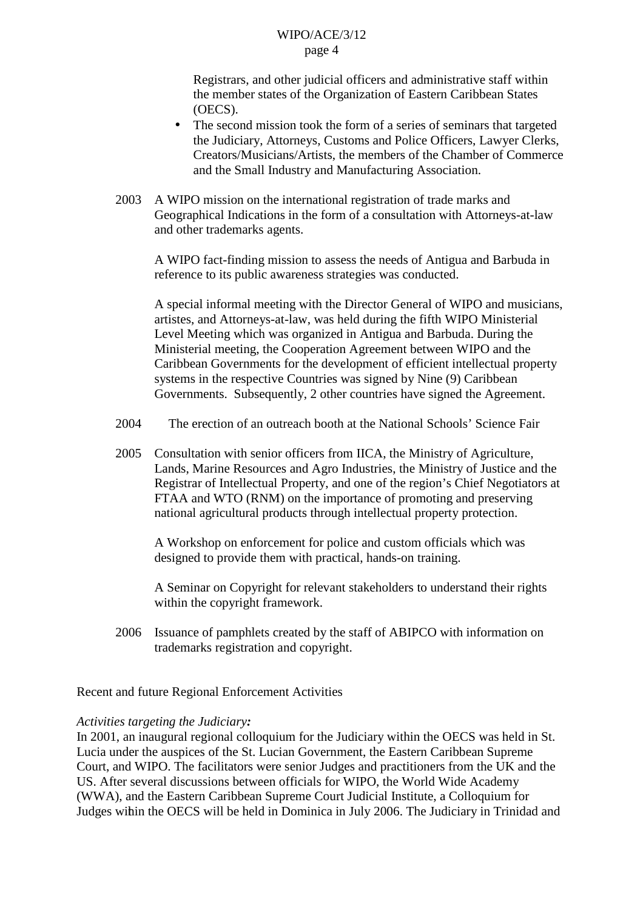Registrars, and other judicial officers and administrative staff within the member states of the Organization of Eastern Caribbean States (OECS).

- The second mission took the form of a series of seminars that targeted the Judiciary, Attorneys, Customs and Police Officers, Lawyer Clerks, Creators/Musicians/Artists, the members of the Chamber of Commerce and the Small Industry and Manufacturing Association.

2003 A WIPO mission on the international registration of trade marks and Geographical Indications in the form of a consultation with Attorneys-at-law and other trademarks agents.

A WIPO fact-finding mission to assess the needs of Antigua and Barbuda in reference to its public awareness strategies was conducted.

A special informal meeting with the Director General of WIPO and musicians, artistes, and Attorneys-at-law, was held during the fifth WIPO Ministerial Level Meeting which was organized in Antigua and Barbuda. During the Ministerial meeting, the Cooperation Agreement between WIPO and the Caribbean Governments for the development of efficient intellectual property systems in the respective Countries was signed by Nine (9) Caribbean Governments. Subsequently, 2 other countries have signed the Agreement.

2004 The erection of an outreach booth at the National Schools' Science Fair

2005 Consultation with senior officers from IICA, the Ministry of Agriculture, Lands, Marine Resources and Agro Industries, the Ministry of Justice and the Registrar of Intellectual Property, and one of the region's Chief Negotiators at FTAA and WTO (RNM) on the importance of promoting and preserving national agricultural products through intellectual property protection.

A Workshop on enforcement for police and custom officials which was designed to provide them with practical, hands-on training.

A Seminar on Copyright for relevant stakeholders to understand their rights within the copyright framework.

2006 Issuance of pamphlets created by the staff of ABIPCO with information on trademarks registration and copyright.

Recent and future Regional Enforcement Activities

*Activities targeting the Judiciary:*

In 2001, an inaugural regional colloquium for the Judiciary within the OECS was held in St. Lucia under the auspices of the St. Lucian Government, the Eastern Caribbean Supreme Court, and WIPO. The facilitators were senior Judges and practitioners from the UK and the US. After several discussions between officials for WIPO, the World Wide Academy (WWA), and the Eastern Caribbean Supreme Court Judicial Institute, a Colloquium for Judges within the OECS will be held in Dominica in July 2006. The Judiciary in Trinidad and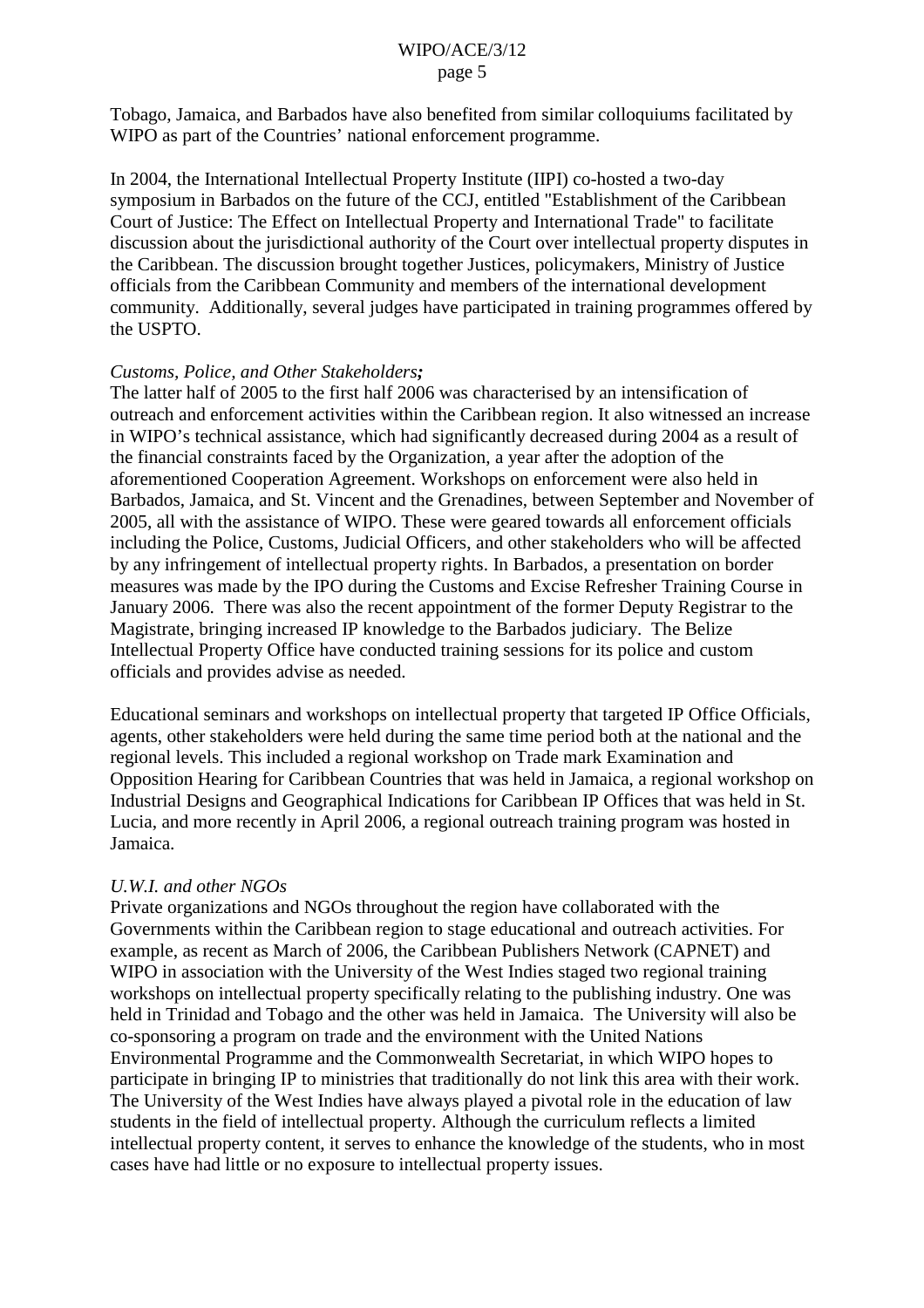Tobago, Jamaica, and Barbados have also benefited from similar colloquiums facilitated by WIPO as part of the Countries' national enforcement programme.

In 2004, the International Intellectual Property Institute (IIPI) co-hosted a two-day symposium in Barbados on the future of the CCJ, entitled "Establishment of the Caribbean Court of Justice: The Effect on Intellectual Property and International Trade" to facilitate discussion about the jurisdictional authority of the Court over intellectual property disputes in the Caribbean. The discussion brought together Justices, policymakers, Ministry of Justice officials from the Caribbean Community and members of the international development community. Additionally, several judges have participated in training programmes offered by the USPTO.

*Customs, Police, and Other Stakeholders;*
The latter half of 2005 to the first half 2006 was characterised by an intensification of outreach and enforcement activities within the Caribbean region. It also witnessed an increase in WIPO's technical assistance, which had significantly decreased during 2004 as a result of the financial constraints faced by the Organization, a year after the adoption of the aforementioned Cooperation Agreement. Workshops on enforcement were also held in Barbados, Jamaica, and St. Vincent and the Grenadines, between September and November of 2005, all with the assistance of WIPO. These were geared towards all enforcement officials including the Police, Customs, Judicial Officers, and other stakeholders who will be affected by any infringement of intellectual property rights. In Barbados, a presentation on border measures was made by the IPO during the Customs and Excise Refresher Training Course in January 2006. There was also the recent appointment of the former Deputy Registrar to the Magistrate, bringing increased IP knowledge to the Barbados judiciary. The Belize Intellectual Property Office have conducted training sessions for its police and custom officials and provides advise as needed.

Educational seminars and workshops on intellectual property that targeted IP Office Officials, agents, other stakeholders were held during the same time period both at the national and the regional levels. This included a regional workshop on Trade mark Examination and Opposition Hearing for Caribbean Countries that was held in Jamaica, a regional workshop on Industrial Designs and Geographical Indications for Caribbean IP Offices that was held in St. Lucia, and more recently in April 2006, a regional outreach training program was hosted in Jamaica.

*U.W.I. and other NGOs*
Private organizations and NGOs throughout the region have collaborated with the Governments within the Caribbean region to stage educational and outreach activities. For example, as recent as March of 2006, the Caribbean Publishers Network (CAPNET) and WIPO in association with the University of the West Indies staged two regional training workshops on intellectual property specifically relating to the publishing industry. One was held in Trinidad and Tobago and the other was held in Jamaica. The University will also be co-sponsoring a program on trade and the environment with the United Nations Environmental Programme and the Commonwealth Secretariat, in which WIPO hopes to participate in bringing IP to ministries that traditionally do not link this area with their work. The University of the West Indies have always played a pivotal role in the education of law students in the field of intellectual property. Although the curriculum reflects a limited intellectual property content, it serves to enhance the knowledge of the students, who in most cases have had little or no exposure to intellectual property issues.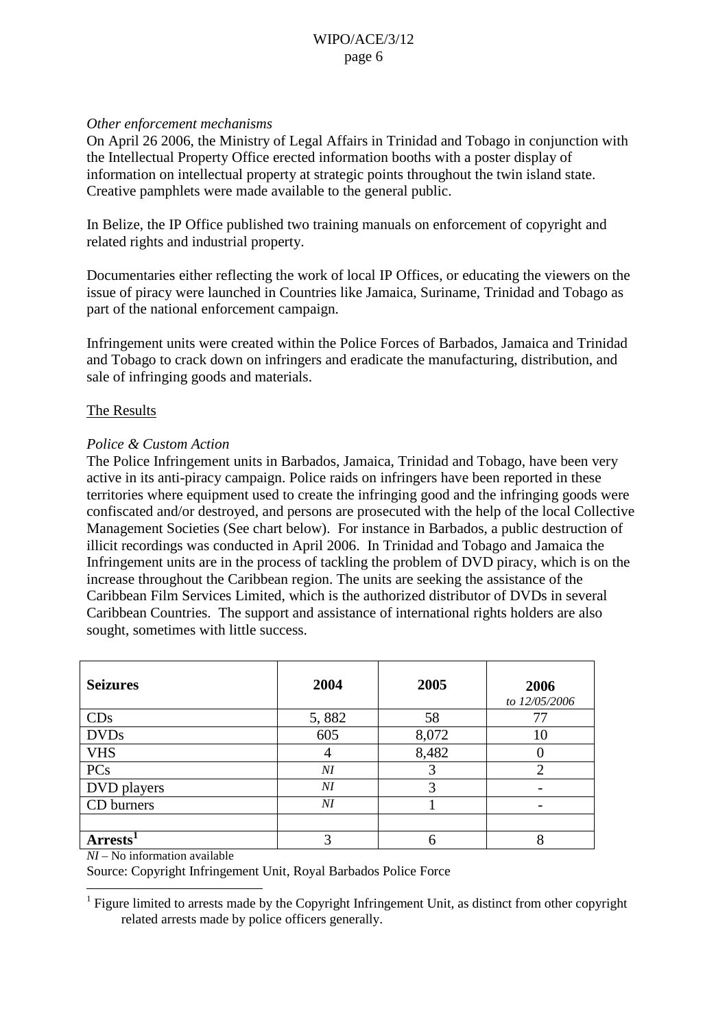*Other enforcement mechanisms*

On April 26 2006, the Ministry of Legal Affairs in Trinidad and Tobago in conjunction with the Intellectual Property Office erected information booths with a poster display of information on intellectual property at strategic points throughout the twin island state. Creative pamphlets were made available to the general public.

In Belize, the IP Office published two training manuals on enforcement of copyright and related rights and industrial property.

Documentaries either reflecting the work of local IP Offices, or educating the viewers on the issue of piracy were launched in Countries like Jamaica, Suriname, Trinidad and Tobago as part of the national enforcement campaign.

Infringement units were created within the Police Forces of Barbados, Jamaica and Trinidad and Tobago to crack down on infringers and eradicate the manufacturing, distribution, and sale of infringing goods and materials.

The Results

*Police & Custom Action*

The Police Infringement units in Barbados, Jamaica, Trinidad and Tobago, have been very active in its anti-piracy campaign. Police raids on infringers have been reported in these territories where equipment used to create the infringing good and the infringing goods were confiscated and/or destroyed, and persons are prosecuted with the help of the local Collective Management Societies (See chart below). For instance in Barbados, a public destruction of illicit recordings was conducted in April 2006. In Trinidad and Tobago and Jamaica the Infringement units are in the process of tackling the problem of DVD piracy, which is on the increase throughout the Caribbean region. The units are seeking the assistance of the Caribbean Film Services Limited, which is the authorized distributor of DVDs in several Caribbean Countries. The support and assistance of international rights holders are also sought, sometimes with little success.

| **Seizures** | **2004** | **2005** | **2006** *to 12/05/2006* |
|---|---|---|---|
| CDs | 5, 882 | 58 | 77 |
| DVDs | 605 | 8,072 | 10 |
| VHS | 4 | 8,482 | 0 |
| PCs | *NI* | 3 | 2 |
| DVD players | *NI* | 3 | - |
| CD burners | *NI* | 1 | - |
| | | | |
| **Arrests**[1] | 3 | 6 | 8 |

*NI* – No information available

Source: Copyright Infringement Unit, Royal Barbados Police Force

[1] Figure limited to arrests made by the Copyright Infringement Unit, as distinct from other copyright related arrests made by police officers generally.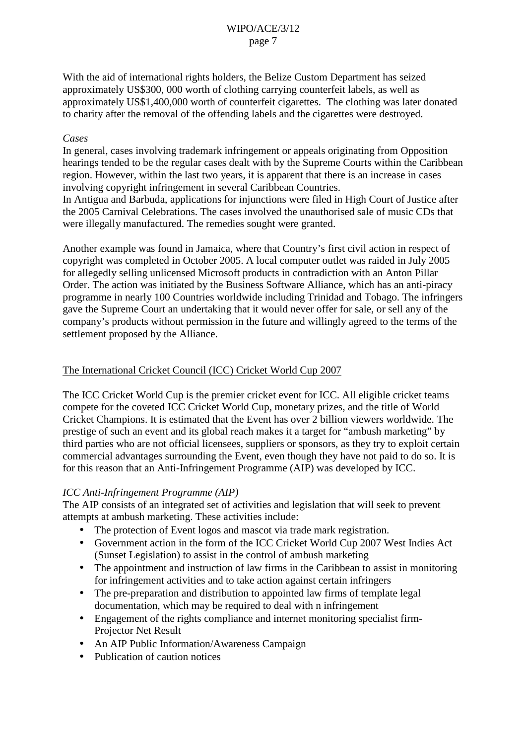With the aid of international rights holders, the Belize Custom Department has seized approximately US$300, 000 worth of clothing carrying counterfeit labels, as well as approximately US$1,400,000 worth of counterfeit cigarettes. The clothing was later donated to charity after the removal of the offending labels and the cigarettes were destroyed.

*Cases*

In general, cases involving trademark infringement or appeals originating from Opposition hearings tended to be the regular cases dealt with by the Supreme Courts within the Caribbean region. However, within the last two years, it is apparent that there is an increase in cases involving copyright infringement in several Caribbean Countries.

In Antigua and Barbuda, applications for injunctions were filed in High Court of Justice after the 2005 Carnival Celebrations. The cases involved the unauthorised sale of music CDs that were illegally manufactured. The remedies sought were granted.

Another example was found in Jamaica, where that Country's first civil action in respect of copyright was completed in October 2005. A local computer outlet was raided in July 2005 for allegedly selling unlicensed Microsoft products in contradiction with an Anton Pillar Order. The action was initiated by the Business Software Alliance, which has an anti-piracy programme in nearly 100 Countries worldwide including Trinidad and Tobago. The infringers gave the Supreme Court an undertaking that it would never offer for sale, or sell any of the company's products without permission in the future and willingly agreed to the terms of the settlement proposed by the Alliance.

## The International Cricket Council (ICC) Cricket World Cup 2007

The ICC Cricket World Cup is the premier cricket event for ICC. All eligible cricket teams compete for the coveted ICC Cricket World Cup, monetary prizes, and the title of World Cricket Champions. It is estimated that the Event has over 2 billion viewers worldwide. The prestige of such an event and its global reach makes it a target for "ambush marketing" by third parties who are not official licensees, suppliers or sponsors, as they try to exploit certain commercial advantages surrounding the Event, even though they have not paid to do so. It is for this reason that an Anti-Infringement Programme (AIP) was developed by ICC.

*ICC Anti-Infringement Programme (AIP)*

The AIP consists of an integrated set of activities and legislation that will seek to prevent attempts at ambush marketing. These activities include:

- The protection of Event logos and mascot via trade mark registration.
- Government action in the form of the ICC Cricket World Cup 2007 West Indies Act (Sunset Legislation) to assist in the control of ambush marketing
- The appointment and instruction of law firms in the Caribbean to assist in monitoring for infringement activities and to take action against certain infringers
- The pre-preparation and distribution to appointed law firms of template legal documentation, which may be required to deal with n infringement
- Engagement of the rights compliance and internet monitoring specialist firm- Projector Net Result
- An AIP Public Information/Awareness Campaign
- Publication of caution notices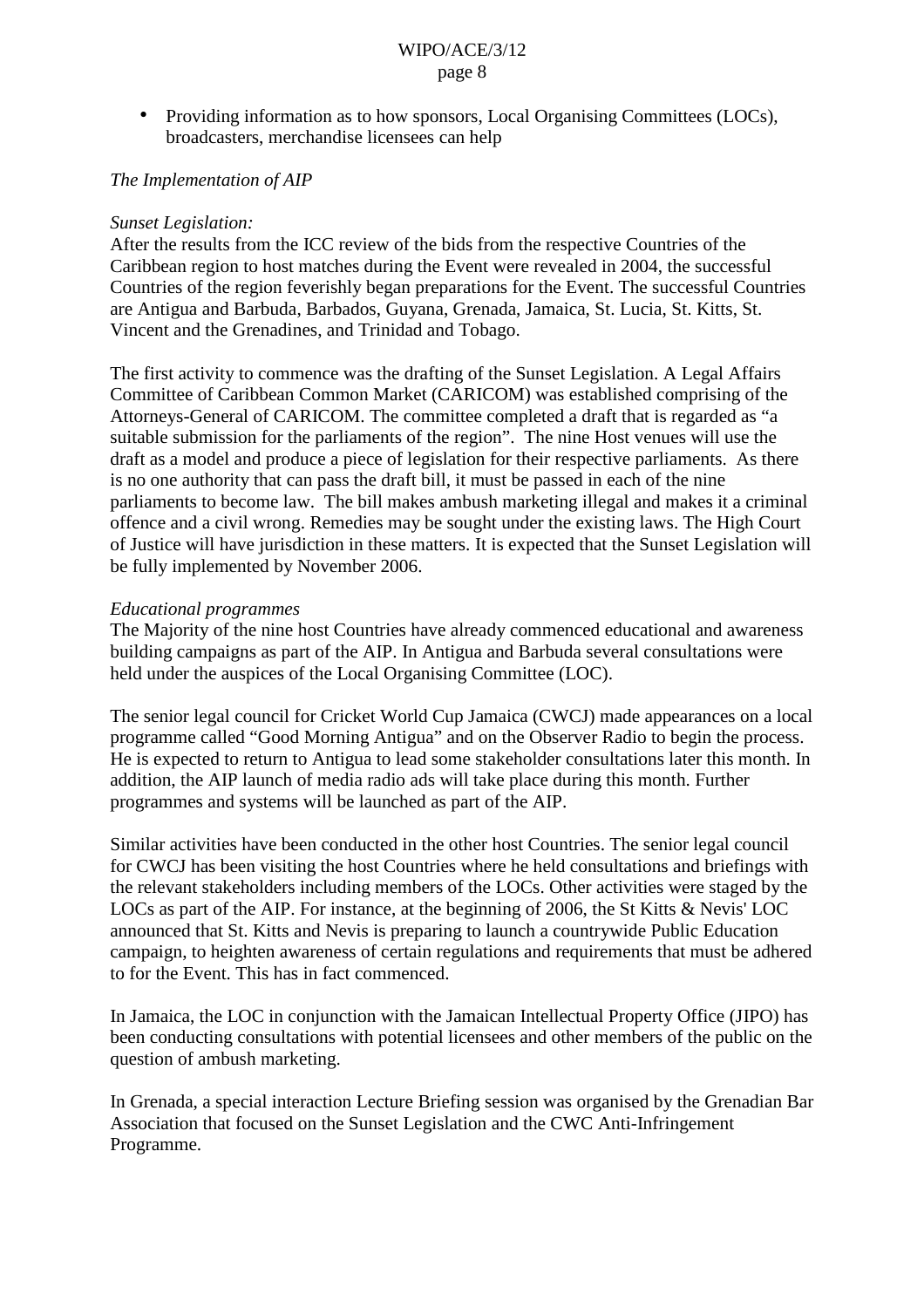- Providing information as to how sponsors, Local Organising Committees (LOCs), broadcasters, merchandise licensees can help

*The Implementation of AIP*

*Sunset Legislation:*
After the results from the ICC review of the bids from the respective Countries of the Caribbean region to host matches during the Event were revealed in 2004, the successful Countries of the region feverishly began preparations for the Event. The successful Countries are Antigua and Barbuda, Barbados, Guyana, Grenada, Jamaica, St. Lucia, St. Kitts, St. Vincent and the Grenadines, and Trinidad and Tobago.

The first activity to commence was the drafting of the Sunset Legislation. A Legal Affairs Committee of Caribbean Common Market (CARICOM) was established comprising of the Attorneys-General of CARICOM. The committee completed a draft that is regarded as "a suitable submission for the parliaments of the region". The nine Host venues will use the draft as a model and produce a piece of legislation for their respective parliaments. As there is no one authority that can pass the draft bill, it must be passed in each of the nine parliaments to become law. The bill makes ambush marketing illegal and makes it a criminal offence and a civil wrong. Remedies may be sought under the existing laws. The High Court of Justice will have jurisdiction in these matters. It is expected that the Sunset Legislation will be fully implemented by November 2006.

*Educational programmes*
The Majority of the nine host Countries have already commenced educational and awareness building campaigns as part of the AIP. In Antigua and Barbuda several consultations were held under the auspices of the Local Organising Committee (LOC).

The senior legal council for Cricket World Cup Jamaica (CWCJ) made appearances on a local programme called "Good Morning Antigua" and on the Observer Radio to begin the process. He is expected to return to Antigua to lead some stakeholder consultations later this month. In addition, the AIP launch of media radio ads will take place during this month. Further programmes and systems will be launched as part of the AIP.

Similar activities have been conducted in the other host Countries. The senior legal council for CWCJ has been visiting the host Countries where he held consultations and briefings with the relevant stakeholders including members of the LOCs. Other activities were staged by the LOCs as part of the AIP. For instance, at the beginning of 2006, the St Kitts & Nevis' LOC announced that St. Kitts and Nevis is preparing to launch a countrywide Public Education campaign, to heighten awareness of certain regulations and requirements that must be adhered to for the Event. This has in fact commenced.

In Jamaica, the LOC in conjunction with the Jamaican Intellectual Property Office (JIPO) has been conducting consultations with potential licensees and other members of the public on the question of ambush marketing.

In Grenada, a special interaction Lecture Briefing session was organised by the Grenadian Bar Association that focused on the Sunset Legislation and the CWC Anti-Infringement Programme.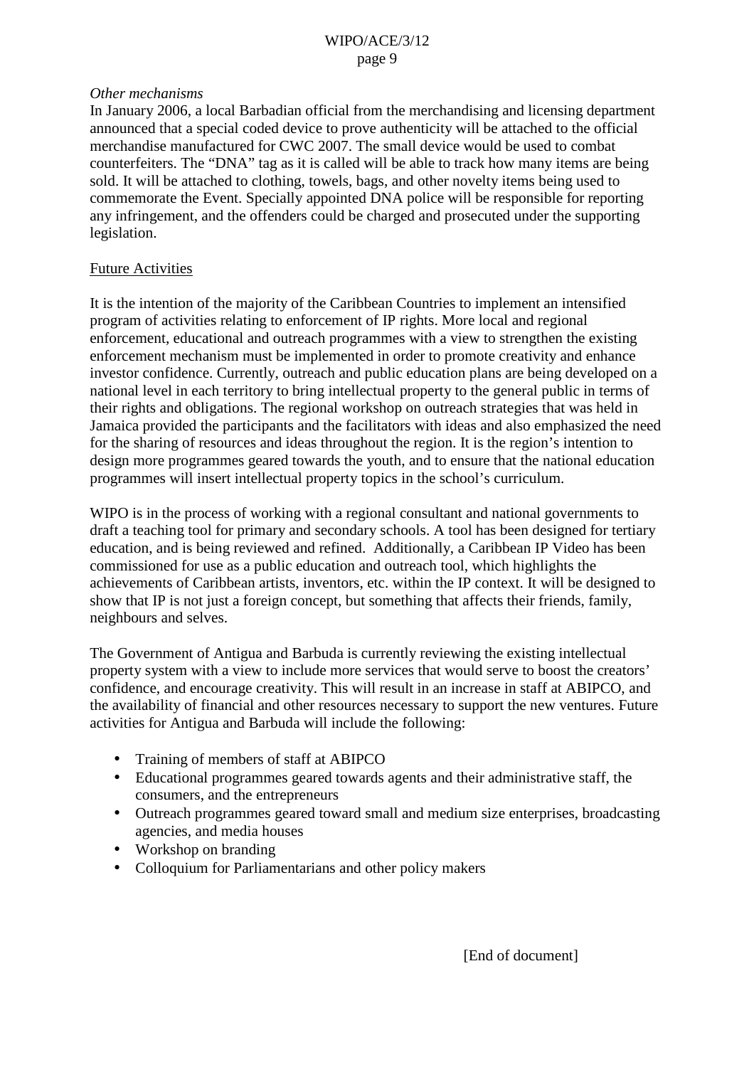*Other mechanisms*

In January 2006, a local Barbadian official from the merchandising and licensing department announced that a special coded device to prove authenticity will be attached to the official merchandise manufactured for CWC 2007. The small device would be used to combat counterfeiters. The "DNA" tag as it is called will be able to track how many items are being sold. It will be attached to clothing, towels, bags, and other novelty items being used to commemorate the Event. Specially appointed DNA police will be responsible for reporting any infringement, and the offenders could be charged and prosecuted under the supporting legislation.

## Future Activities

It is the intention of the majority of the Caribbean Countries to implement an intensified program of activities relating to enforcement of IP rights. More local and regional enforcement, educational and outreach programmes with a view to strengthen the existing enforcement mechanism must be implemented in order to promote creativity and enhance investor confidence. Currently, outreach and public education plans are being developed on a national level in each territory to bring intellectual property to the general public in terms of their rights and obligations. The regional workshop on outreach strategies that was held in Jamaica provided the participants and the facilitators with ideas and also emphasized the need for the sharing of resources and ideas throughout the region. It is the region's intention to design more programmes geared towards the youth, and to ensure that the national education programmes will insert intellectual property topics in the school's curriculum.

WIPO is in the process of working with a regional consultant and national governments to draft a teaching tool for primary and secondary schools. A tool has been designed for tertiary education, and is being reviewed and refined. Additionally, a Caribbean IP Video has been commissioned for use as a public education and outreach tool, which highlights the achievements of Caribbean artists, inventors, etc. within the IP context. It will be designed to show that IP is not just a foreign concept, but something that affects their friends, family, neighbours and selves.

The Government of Antigua and Barbuda is currently reviewing the existing intellectual property system with a view to include more services that would serve to boost the creators' confidence, and encourage creativity. This will result in an increase in staff at ABIPCO, and the availability of financial and other resources necessary to support the new ventures. Future activities for Antigua and Barbuda will include the following:

- Training of members of staff at ABIPCO
- Educational programmes geared towards agents and their administrative staff, the consumers, and the entrepreneurs
- Outreach programmes geared toward small and medium size enterprises, broadcasting agencies, and media houses
- Workshop on branding
- Colloquium for Parliamentarians and other policy makers

[End of document]